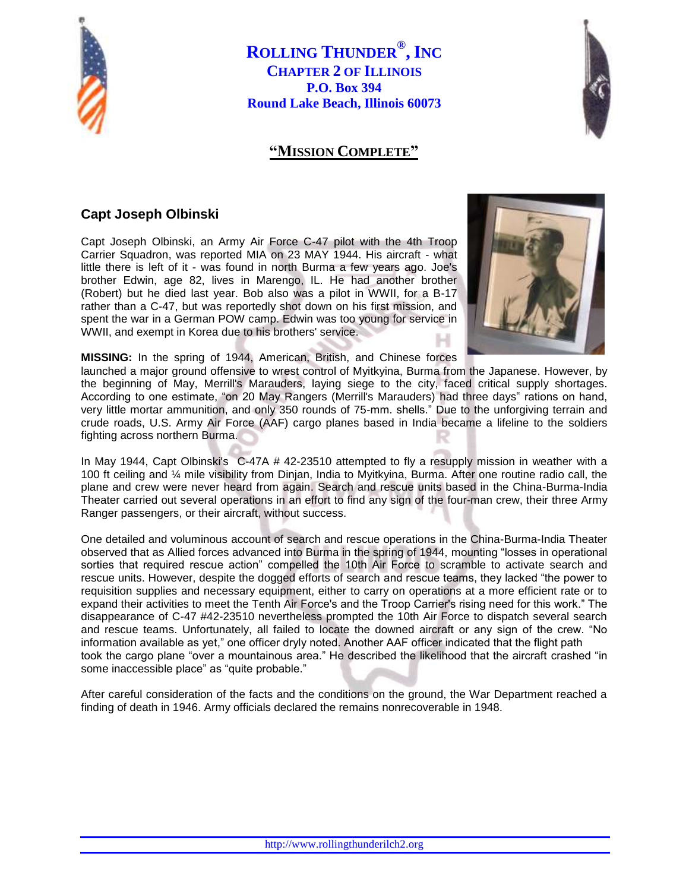# ROLLING THUNDER®, INC

## CHAPTER 2 OF ILLINOIS

**P.O. Box 394**

**Round Lake Beach, Illinois 60073**

## "MISSION COMPLETE"

### Capt Joseph Olbinski

Capt Joseph Olbinski, an Army Air Force C-47 pilot with the 4th Troop Carrier Squadron, was reported MIA on 23 MAY 1944. His aircraft - what little there is left of it - was found in north Burma a few years ago. Joe's brother Edwin, age 82, lives in Marengo, IL. He had another brother (Robert) but he died last year. Bob also was a pilot in WWII, for a B-17 rather than a C-47, but was reportedly shot down on his first mission, and spent the war in a German POW camp. Edwin was too young for service in WWII, and exempt in Korea due to his brothers' service.

**MISSING:** In the spring of 1944, American, British, and Chinese forces launched a major ground offensive to wrest control of Myitkyina, Burma from the Japanese. However, by the beginning of May, Merrill's Marauders, laying siege to the city, faced critical supply shortages. According to one estimate, "on 20 May Rangers (Merrill's Marauders) had three days" rations on hand, very little mortar ammunition, and only 350 rounds of 75-mm. shells." Due to the unforgiving terrain and crude roads, U.S. Army Air Force (AAF) cargo planes based in India became a lifeline to the soldiers fighting across northern Burma.

In May 1944, Capt Olbinski's C-47A # 42-23510 attempted to fly a resupply mission in weather with a 100 ft ceiling and ¼ mile visibility from Dinjan, India to Myitkyina, Burma. After one routine radio call, the plane and crew were never heard from again. Search and rescue units based in the China-Burma-India Theater carried out several operations in an effort to find any sign of the four-man crew, their three Army Ranger passengers, or their aircraft, without success.

One detailed and voluminous account of search and rescue operations in the China-Burma-India Theater observed that as Allied forces advanced into Burma in the spring of 1944, mounting "losses in operational sorties that required rescue action" compelled the 10th Air Force to scramble to activate search and rescue units. However, despite the dogged efforts of search and rescue teams, they lacked "the power to requisition supplies and necessary equipment, either to carry on operations at a more efficient rate or to expand their activities to meet the Tenth Air Force's and the Troop Carrier's rising need for this work." The disappearance of C-47 #42-23510 nevertheless prompted the 10th Air Force to dispatch several search and rescue teams. Unfortunately, all failed to locate the downed aircraft or any sign of the crew. "No information available as yet," one officer dryly noted. Another AAF officer indicated that the flight path took the cargo plane "over a mountainous area." He described the likelihood that the aircraft crashed "in some inaccessible place" as "quite probable."

After careful consideration of the facts and the conditions on the ground, the War Department reached a finding of death in 1946. Army officials declared the remains nonrecoverable in 1948.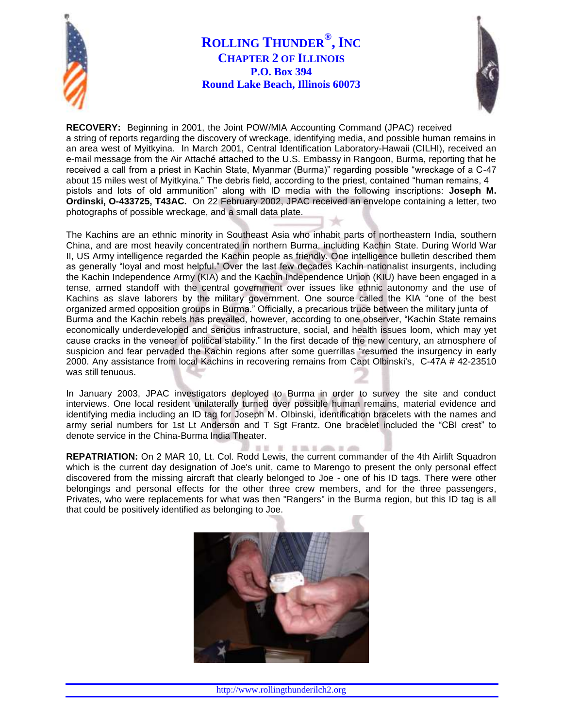**RECOVERY:** Beginning in 2001, the Joint POW/MIA Accounting Command (JPAC) received a string of reports regarding the discovery of wreckage, identifying media, and possible human remains in an area west of Myitkyina. In March 2001, Central Identification Laboratory-Hawaii (CILHI), received an e-mail message from the Air Attaché attached to the U.S. Embassy in Rangoon, Burma, reporting that he received a call from a priest in Kachin State, Myanmar (Burma)" regarding possible "wreckage of a C-47 about 15 miles west of Myitkyina." The debris field, according to the priest, contained "human remains, 4 pistols and lots of old ammunition" along with ID media with the following inscriptions: **Joseph M. Ordinski, O-433725, T43AC.** On 22 February 2002, JPAC received an envelope containing a letter, two photographs of possible wreckage, and a small data plate.

The Kachins are an ethnic minority in Southeast Asia who inhabit parts of northeastern India, southern China, and are most heavily concentrated in northern Burma, including Kachin State. During World War II, US Army intelligence regarded the Kachin people as friendly. One intelligence bulletin described them as generally "loyal and most helpful." Over the last few decades Kachin nationalist insurgents, including the Kachin Independence Army (KIA) and the Kachin Independence Union (KIU) have been engaged in a tense, armed standoff with the central government over issues like ethnic autonomy and the use of Kachins as slave laborers by the military government. One source called the KIA "one of the best organized armed opposition groups in Burma." Officially, a precarious truce between the military junta of Burma and the Kachin rebels has prevailed, however, according to one observer, "Kachin State remains economically underdeveloped and serious infrastructure, social, and health issues loom, which may yet cause cracks in the veneer of political stability." In the first decade of the new century, an atmosphere of suspicion and fear pervaded the Kachin regions after some guerrillas "resumed the insurgency in early 2000. Any assistance from local Kachins in recovering remains from Capt Olbinski's, C-47A # 42-23510 was still tenuous.

In January 2003, JPAC investigators deployed to Burma in order to survey the site and conduct interviews. One local resident unilaterally turned over possible human remains, material evidence and identifying media including an ID tag for Joseph M. Olbinski, identification bracelets with the names and army serial numbers for 1st Lt Anderson and T Sgt Frantz. One bracelet included the "CBI crest" to denote service in the China-Burma India Theater.

**REPATRIATION:** On 2 MAR 10, Lt. Col. Rodd Lewis, the current commander of the 4th Airlift Squadron which is the current day designation of Joe's unit, came to Marengo to present the only personal effect discovered from the missing aircraft that clearly belonged to Joe - one of his ID tags. There were other belongings and personal effects for the other three crew members, and for the three passengers, Privates, who were replacements for what was then "Rangers" in the Burma region, but this ID tag is all that could be positively identified as belonging to Joe.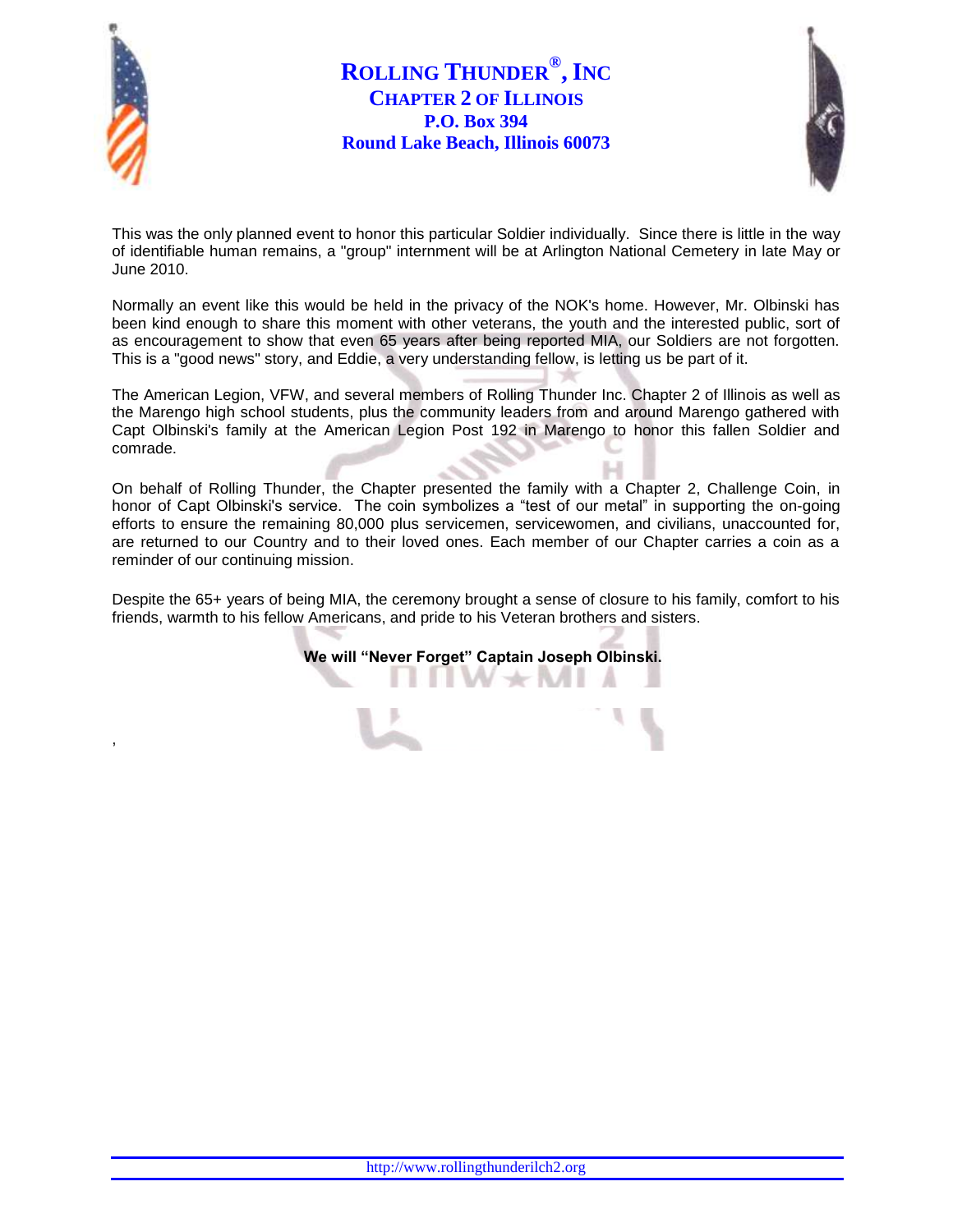This was the only planned event to honor this particular Soldier individually. Since there is little in the way of identifiable human remains, a "group" internment will be at Arlington National Cemetery in late May or June 2010.

Normally an event like this would be held in the privacy of the NOK's home. However, Mr. Olbinski has been kind enough to share this moment with other veterans, the youth and the interested public, sort of as encouragement to show that even 65 years after being reported MIA, our Soldiers are not forgotten. This is a "good news" story, and Eddie, a very understanding fellow, is letting us be part of it.

The American Legion, VFW, and several members of Rolling Thunder Inc. Chapter 2 of Illinois as well as the Marengo high school students, plus the community leaders from and around Marengo gathered with Capt Olbinski's family at the American Legion Post 192 in Marengo to honor this fallen Soldier and comrade.

On behalf of Rolling Thunder, the Chapter presented the family with a Chapter 2, Challenge Coin, in honor of Capt Olbinski's service. The coin symbolizes a "test of our metal" in supporting the on-going efforts to ensure the remaining 80,000 plus servicemen, servicewomen, and civilians, unaccounted for, are returned to our Country and to their loved ones. Each member of our Chapter carries a coin as a reminder of our continuing mission.

Despite the 65+ years of being MIA, the ceremony brought a sense of closure to his family, comfort to his friends, warmth to his fellow Americans, and pride to his Veteran brothers and sisters.

**We will "Never Forget" Captain Joseph Olbinski.**